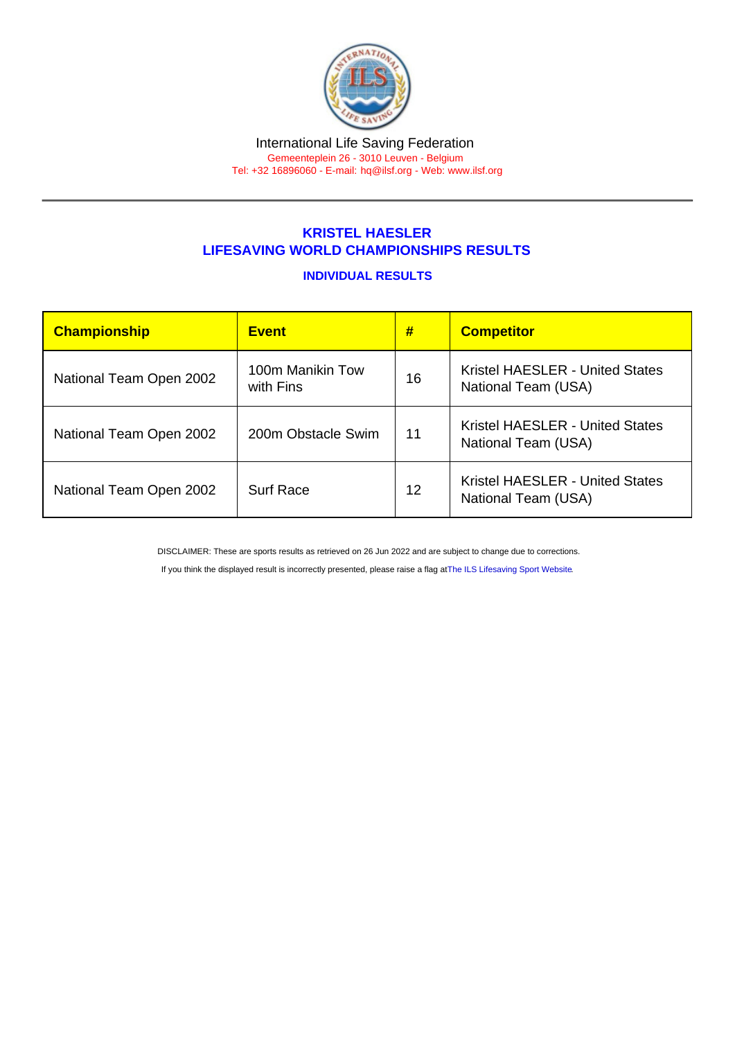International Life Saving Federation

Gemeenteplein 26 - 3010 Leuven - Belgium

Tel: +32 16896060 - E-mail: hq@ilsf.org - Web: www.ilsf.org

## KRISTEL HAESLER
## LIFESAVING WORLD CHAMPIONSHIPS RESULTS

### INDIVIDUAL RESULTS

| Championship | Event | # | Competitor |
|---|---|---|---|
| National Team Open 2002 | 100m Manikin Tow with Fins | 16 | Kristel HAESLER - United States National Team (USA) |
| National Team Open 2002 | 200m Obstacle Swim | 11 | Kristel HAESLER - United States National Team (USA) |
| National Team Open 2002 | Surf Race | 12 | Kristel HAESLER - United States National Team (USA) |

DISCLAIMER: These are sports results as retrieved on 26 Jun 2022 and are subject to change due to corrections.

If you think the displayed result is incorrectly presented, please raise a flag at The ILS Lifesaving Sport Website.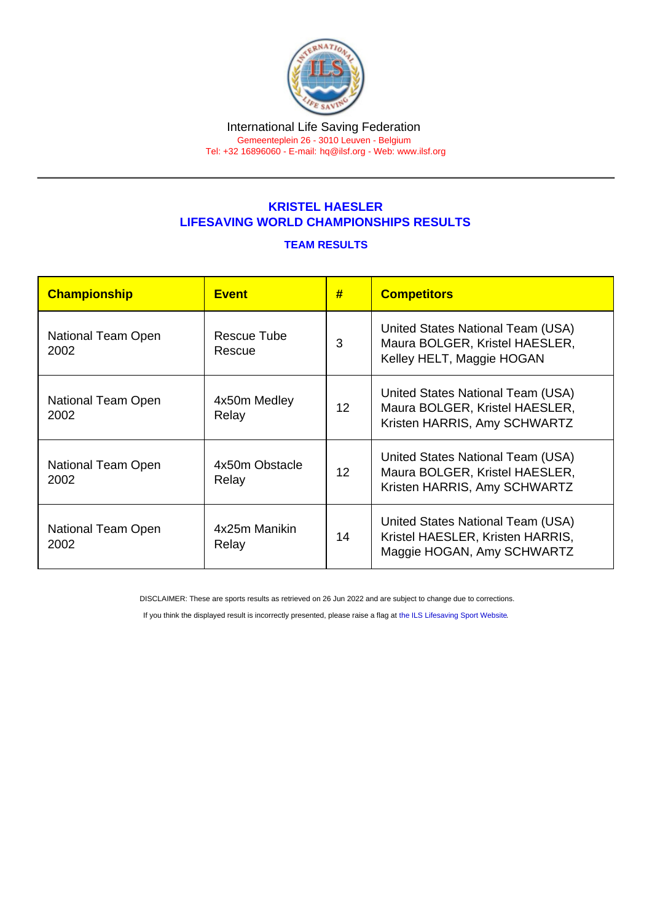International Life Saving Federation
Gemeenteplein 26 - 3010 Leuven - Belgium
Tel: +32 16896060 - E-mail: hq@ilsf.org - Web: www.ilsf.org

## KRISTEL HAESLER
## LIFESAVING WORLD CHAMPIONSHIPS RESULTS

### TEAM RESULTS

| Championship | Event | # | Competitors |
|---|---|---|---|
| National Team Open 2002 | Rescue Tube Rescue | 3 | United States National Team (USA) Maura BOLGER, Kristel HAESLER, Kelley HELT, Maggie HOGAN |
| National Team Open 2002 | 4x50m Medley Relay | 12 | United States National Team (USA) Maura BOLGER, Kristel HAESLER, Kristen HARRIS, Amy SCHWARTZ |
| National Team Open 2002 | 4x50m Obstacle Relay | 12 | United States National Team (USA) Maura BOLGER, Kristel HAESLER, Kristen HARRIS, Amy SCHWARTZ |
| National Team Open 2002 | 4x25m Manikin Relay | 14 | United States National Team (USA) Kristel HAESLER, Kristen HARRIS, Maggie HOGAN, Amy SCHWARTZ |

DISCLAIMER: These are sports results as retrieved on 26 Jun 2022 and are subject to change due to corrections.

If you think the displayed result is incorrectly presented, please raise a flag at the ILS Lifesaving Sport Website.